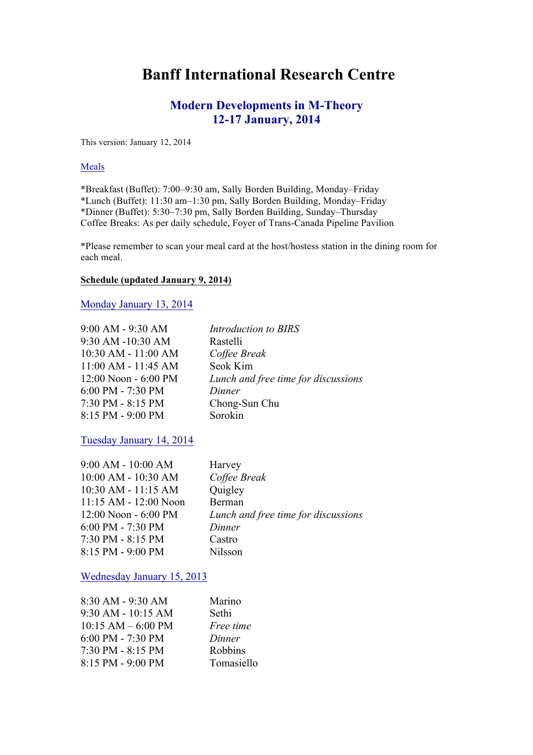# Banff International Research Centre

## Modern Developments in M-Theory
## 12-17 January, 2014

This version: January 12, 2014

Meals

*Breakfast (Buffet): 7:00–9:30 am, Sally Borden Building, Monday–Friday
*Lunch (Buffet): 11:30 am–1:30 pm, Sally Borden Building, Monday–Friday
*Dinner (Buffet): 5:30–7:30 pm, Sally Borden Building, Sunday–Thursday
Coffee Breaks: As per daily schedule, Foyer of Trans-Canada Pipeline Pavilion

*Please remember to scan your meal card at the host/hostess station in the dining room for each meal.

**Schedule (updated January 9, 2014)**

Monday January 13, 2014

| | |
|---|---|
| 9:00 AM - 9:30 AM | *Introduction to BIRS* |
| 9:30 AM -10:30 AM | Rastelli |
| 10:30 AM - 11:00 AM | *Coffee Break* |
| 11:00 AM - 11:45 AM | Seok Kim |
| 12:00 Noon - 6:00 PM | *Lunch and free time for discussions* |
| 6:00 PM - 7:30 PM | *Dinner* |
| 7:30 PM - 8:15 PM | Chong-Sun Chu |
| 8:15 PM - 9:00 PM | Sorokin |

Tuesday January 14, 2014

| | |
|---|---|
| 9:00 AM - 10:00 AM | Harvey |
| 10:00 AM - 10:30 AM | *Coffee Break* |
| 10:30 AM - 11:15 AM | Quigley |
| 11:15 AM - 12:00 Noon | Berman |
| 12:00 Noon - 6:00 PM | *Lunch and free time for discussions* |
| 6:00 PM - 7:30 PM | *Dinner* |
| 7:30 PM - 8:15 PM | Castro |
| 8:15 PM - 9:00 PM | Nilsson |

Wednesday January 15, 2013

| | |
|---|---|
| 8:30 AM - 9:30 AM | Marino |
| 9:30 AM - 10:15 AM | Sethi |
| 10:15 AM – 6:00 PM | *Free time* |
| 6:00 PM - 7:30 PM | *Dinner* |
| 7:30 PM - 8:15 PM | Robbins |
| 8:15 PM - 9:00 PM | Tomasiello |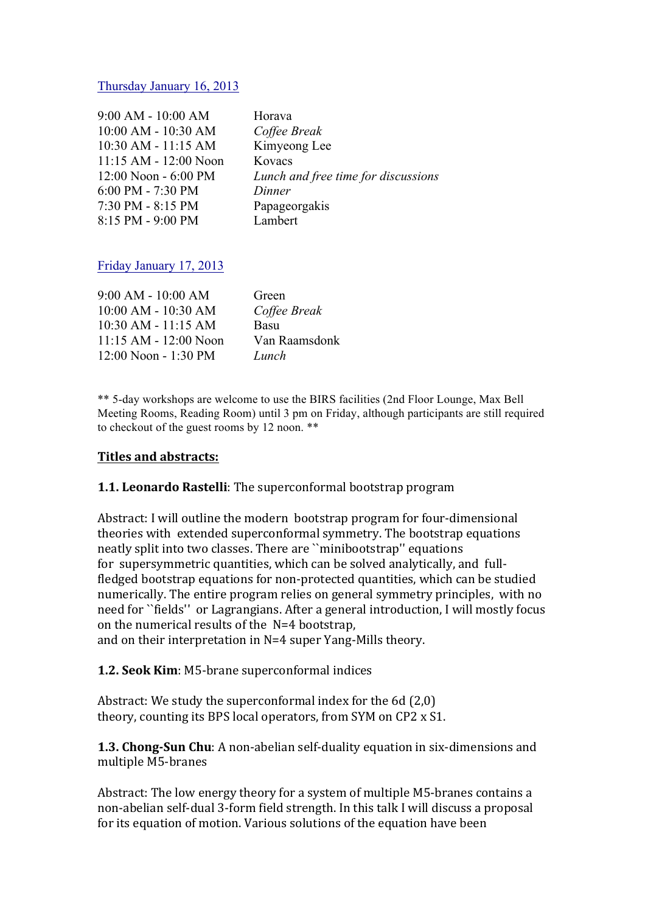Thursday January 16, 2013

| | |
|---|---|
| 9:00 AM - 10:00 AM | Horava |
| 10:00 AM - 10:30 AM | *Coffee Break* |
| 10:30 AM - 11:15 AM | Kimyeong Lee |
| 11:15 AM - 12:00 Noon | Kovacs |
| 12:00 Noon - 6:00 PM | *Lunch and free time for discussions* |
| 6:00 PM - 7:30 PM | *Dinner* |
| 7:30 PM - 8:15 PM | Papageorgakis |
| 8:15 PM - 9:00 PM | Lambert |

Friday January 17, 2013

| | |
|---|---|
| 9:00 AM - 10:00 AM | Green |
| 10:00 AM - 10:30 AM | *Coffee Break* |
| 10:30 AM - 11:15 AM | Basu |
| 11:15 AM - 12:00 Noon | Van Raamsdonk |
| 12:00 Noon - 1:30 PM | *Lunch* |

** 5-day workshops are welcome to use the BIRS facilities (2nd Floor Lounge, Max Bell Meeting Rooms, Reading Room) until 3 pm on Friday, although participants are still required to checkout of the guest rooms by 12 noon. **

## Titles and abstracts:

**1.1. Leonardo Rastelli**: The superconformal bootstrap program

Abstract: I will outline the modern bootstrap program for four-dimensional theories with extended superconformal symmetry. The bootstrap equations neatly split into two classes. There are ``minibootstrap'' equations for supersymmetric quantities, which can be solved analytically, and full-fledged bootstrap equations for non-protected quantities, which can be studied numerically. The entire program relies on general symmetry principles, with no need for ``fields'' or Lagrangians. After a general introduction, I will mostly focus on the numerical results of the N=4 bootstrap, and on their interpretation in N=4 super Yang-Mills theory.

**1.2. Seok Kim**: M5-brane superconformal indices

Abstract: We study the superconformal index for the 6d (2,0) theory, counting its BPS local operators, from SYM on CP2 x S1.

**1.3. Chong-Sun Chu**: A non-abelian self-duality equation in six-dimensions and multiple M5-branes

Abstract: The low energy theory for a system of multiple M5-branes contains a non-abelian self-dual 3-form field strength. In this talk I will discuss a proposal for its equation of motion. Various solutions of the equation have been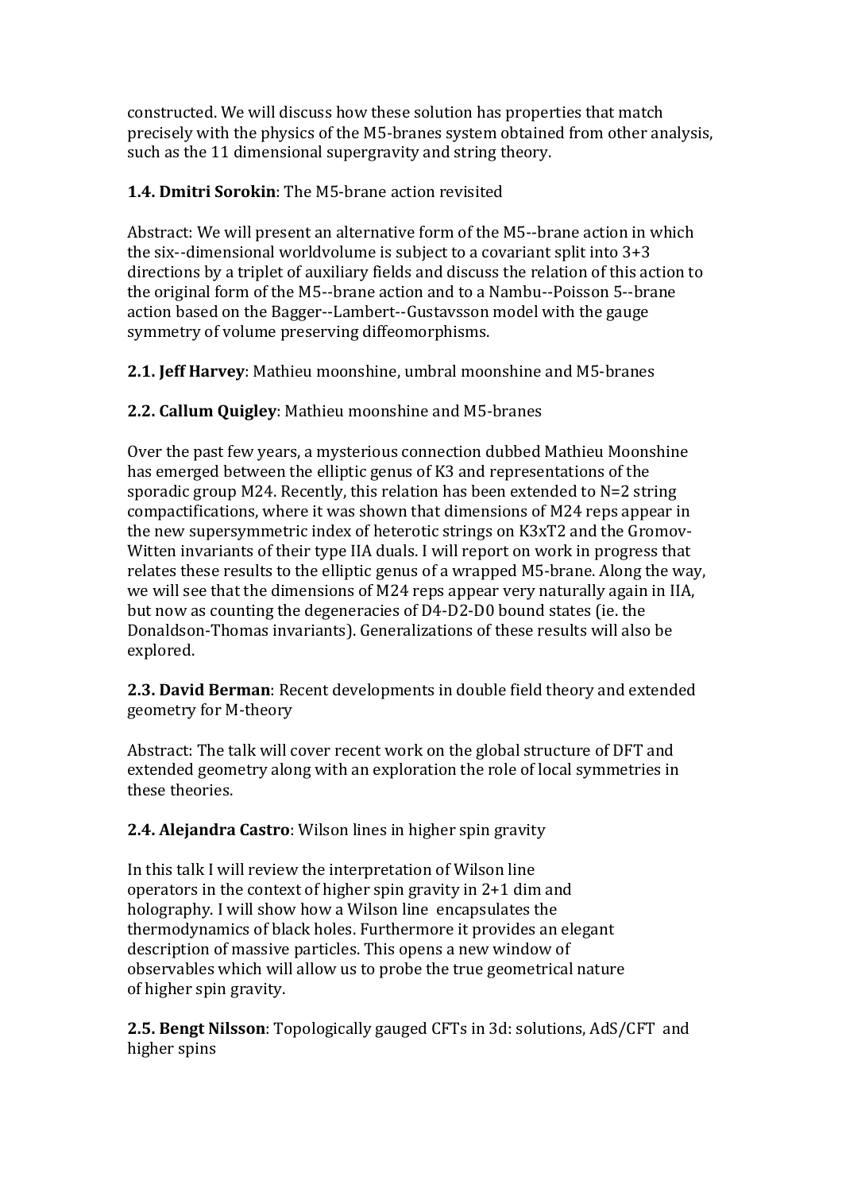constructed. We will discuss how these solution has properties that match precisely with the physics of the M5-branes system obtained from other analysis, such as the 11 dimensional supergravity and string theory.

**1.4. Dmitri Sorokin**: The M5-brane action revisited

Abstract: We will present an alternative form of the M5--brane action in which the six--dimensional worldvolume is subject to a covariant split into 3+3 directions by a triplet of auxiliary fields and discuss the relation of this action to the original form of the M5--brane action and to a Nambu--Poisson 5--brane action based on the Bagger--Lambert--Gustavsson model with the gauge symmetry of volume preserving diffeomorphisms.

**2.1. Jeff Harvey**: Mathieu moonshine, umbral moonshine and M5-branes

**2.2. Callum Quigley**: Mathieu moonshine and M5-branes

Over the past few years, a mysterious connection dubbed Mathieu Moonshine has emerged between the elliptic genus of K3 and representations of the sporadic group M24. Recently, this relation has been extended to N=2 string compactifications, where it was shown that dimensions of M24 reps appear in the new supersymmetric index of heterotic strings on K3xT2 and the Gromov-Witten invariants of their type IIA duals. I will report on work in progress that relates these results to the elliptic genus of a wrapped M5-brane. Along the way, we will see that the dimensions of M24 reps appear very naturally again in IIA, but now as counting the degeneracies of D4-D2-D0 bound states (ie. the Donaldson-Thomas invariants). Generalizations of these results will also be explored.

**2.3. David Berman**: Recent developments in double field theory and extended geometry for M-theory

Abstract: The talk will cover recent work on the global structure of DFT and extended geometry along with an exploration the role of local symmetries in these theories.

**2.4. Alejandra Castro**: Wilson lines in higher spin gravity

In this talk I will review the interpretation of Wilson line operators in the context of higher spin gravity in 2+1 dim and holography. I will show how a Wilson line encapsulates the thermodynamics of black holes. Furthermore it provides an elegant description of massive particles. This opens a new window of observables which will allow us to probe the true geometrical nature of higher spin gravity.

**2.5. Bengt Nilsson**: Topologically gauged CFTs in 3d: solutions, AdS/CFT and higher spins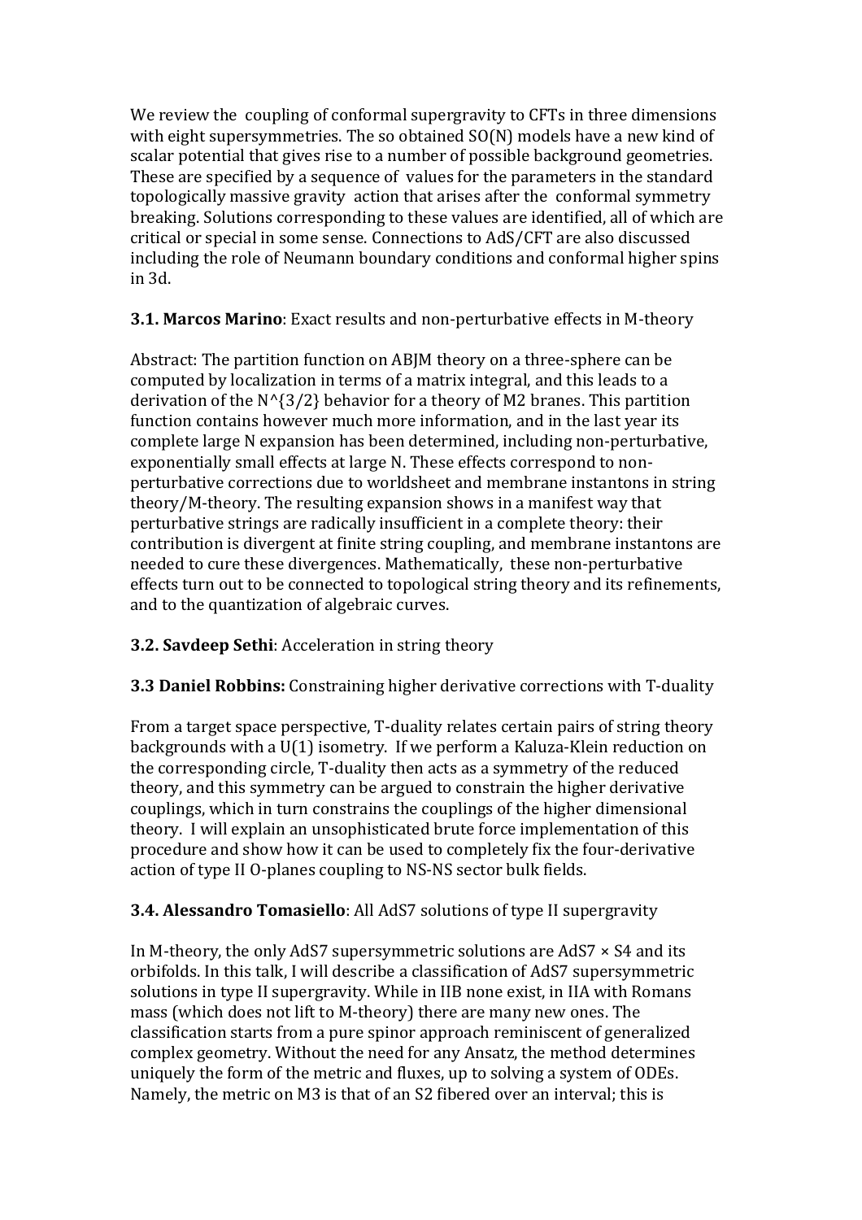We review the coupling of conformal supergravity to CFTs in three dimensions with eight supersymmetries. The so obtained SO(N) models have a new kind of scalar potential that gives rise to a number of possible background geometries. These are specified by a sequence of values for the parameters in the standard topologically massive gravity action that arises after the conformal symmetry breaking. Solutions corresponding to these values are identified, all of which are critical or special in some sense. Connections to AdS/CFT are also discussed including the role of Neumann boundary conditions and conformal higher spins in 3d.

**3.1. Marcos Marino**: Exact results and non-perturbative effects in M-theory

Abstract: The partition function on ABJM theory on a three-sphere can be computed by localization in terms of a matrix integral, and this leads to a derivation of the $N^{3/2}$ behavior for a theory of M2 branes. This partition function contains however much more information, and in the last year its complete large N expansion has been determined, including non-perturbative, exponentially small effects at large N. These effects correspond to non-perturbative corrections due to worldsheet and membrane instantons in string theory/M-theory. The resulting expansion shows in a manifest way that perturbative strings are radically insufficient in a complete theory: their contribution is divergent at finite string coupling, and membrane instantons are needed to cure these divergences. Mathematically, these non-perturbative effects turn out to be connected to topological string theory and its refinements, and to the quantization of algebraic curves.

**3.2. Savdeep Sethi**: Acceleration in string theory

**3.3 Daniel Robbins:** Constraining higher derivative corrections with T-duality

From a target space perspective, T-duality relates certain pairs of string theory backgrounds with a U(1) isometry. If we perform a Kaluza-Klein reduction on the corresponding circle, T-duality then acts as a symmetry of the reduced theory, and this symmetry can be argued to constrain the higher derivative couplings, which in turn constrains the couplings of the higher dimensional theory. I will explain an unsophisticated brute force implementation of this procedure and show how it can be used to completely fix the four-derivative action of type II O-planes coupling to NS-NS sector bulk fields.

**3.4. Alessandro Tomasiello**: All AdS7 solutions of type II supergravity

In M-theory, the only AdS7 supersymmetric solutions are AdS7 × S4 and its orbifolds. In this talk, I will describe a classification of AdS7 supersymmetric solutions in type II supergravity. While in IIB none exist, in IIA with Romans mass (which does not lift to M-theory) there are many new ones. The classification starts from a pure spinor approach reminiscent of generalized complex geometry. Without the need for any Ansatz, the method determines uniquely the form of the metric and fluxes, up to solving a system of ODEs. Namely, the metric on M3 is that of an S2 fibered over an interval; this is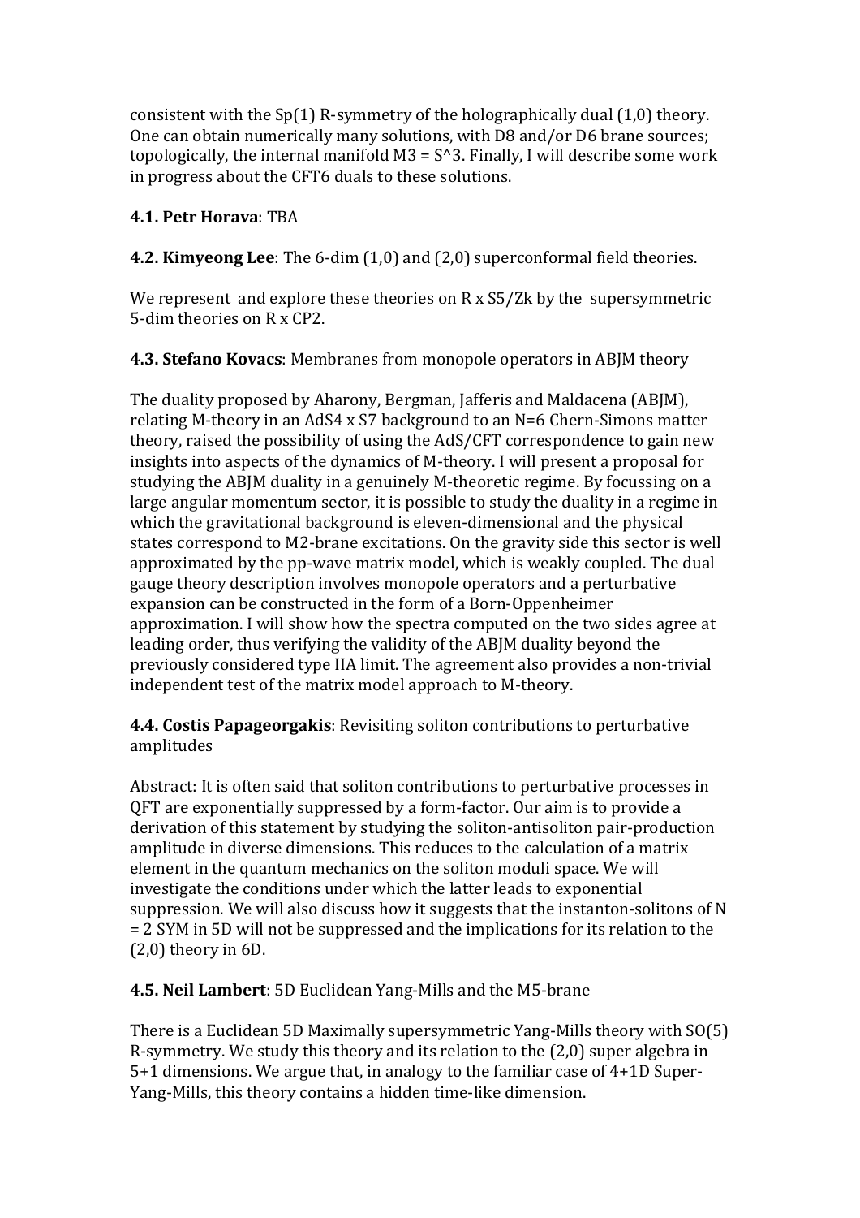consistent with the Sp(1) R-symmetry of the holographically dual (1,0) theory. One can obtain numerically many solutions, with D8 and/or D6 brane sources; topologically, the internal manifold M3 = S^3. Finally, I will describe some work in progress about the CFT6 duals to these solutions.

**4.1. Petr Horava**: TBA

**4.2. Kimyeong Lee**: The 6-dim (1,0) and (2,0) superconformal field theories.

We represent and explore these theories on R x S5/Zk by the supersymmetric 5-dim theories on R x CP2.

**4.3. Stefano Kovacs**: Membranes from monopole operators in ABJM theory

The duality proposed by Aharony, Bergman, Jafferis and Maldacena (ABJM), relating M-theory in an AdS4 x S7 background to an N=6 Chern-Simons matter theory, raised the possibility of using the AdS/CFT correspondence to gain new insights into aspects of the dynamics of M-theory. I will present a proposal for studying the ABJM duality in a genuinely M-theoretic regime. By focussing on a large angular momentum sector, it is possible to study the duality in a regime in which the gravitational background is eleven-dimensional and the physical states correspond to M2-brane excitations. On the gravity side this sector is well approximated by the pp-wave matrix model, which is weakly coupled. The dual gauge theory description involves monopole operators and a perturbative expansion can be constructed in the form of a Born-Oppenheimer approximation. I will show how the spectra computed on the two sides agree at leading order, thus verifying the validity of the ABJM duality beyond the previously considered type IIA limit. The agreement also provides a non-trivial independent test of the matrix model approach to M-theory.

**4.4. Costis Papageorgakis**: Revisiting soliton contributions to perturbative amplitudes

Abstract: It is often said that soliton contributions to perturbative processes in QFT are exponentially suppressed by a form-factor. Our aim is to provide a derivation of this statement by studying the soliton-antisoliton pair-production amplitude in diverse dimensions. This reduces to the calculation of a matrix element in the quantum mechanics on the soliton moduli space. We will investigate the conditions under which the latter leads to exponential suppression. We will also discuss how it suggests that the instanton-solitons of N = 2 SYM in 5D will not be suppressed and the implications for its relation to the (2,0) theory in 6D.

**4.5. Neil Lambert**: 5D Euclidean Yang-Mills and the M5-brane

There is a Euclidean 5D Maximally supersymmetric Yang-Mills theory with SO(5) R-symmetry. We study this theory and its relation to the (2,0) super algebra in 5+1 dimensions. We argue that, in analogy to the familiar case of 4+1D Super-Yang-Mills, this theory contains a hidden time-like dimension.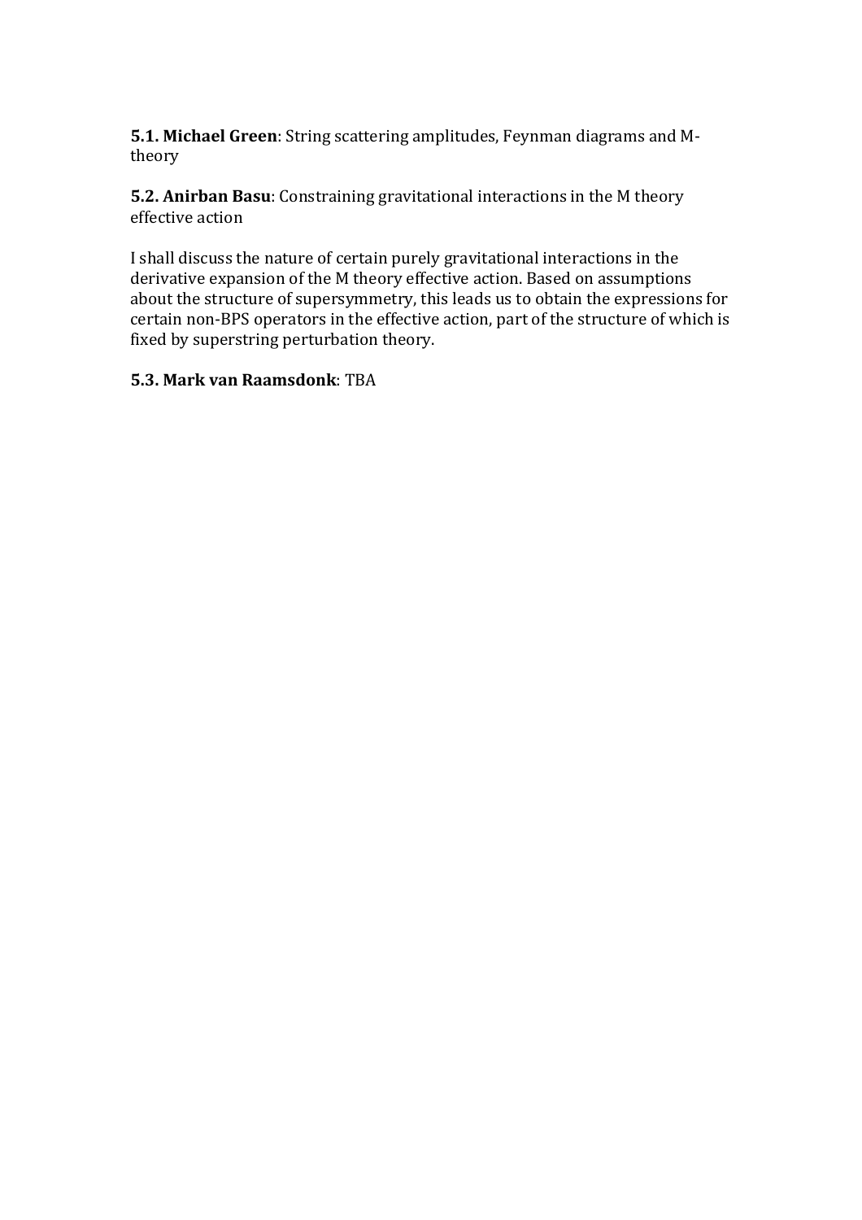**5.1. Michael Green**: String scattering amplitudes, Feynman diagrams and M-theory

**5.2. Anirban Basu**: Constraining gravitational interactions in the M theory effective action

I shall discuss the nature of certain purely gravitational interactions in the derivative expansion of the M theory effective action. Based on assumptions about the structure of supersymmetry, this leads us to obtain the expressions for certain non-BPS operators in the effective action, part of the structure of which is fixed by superstring perturbation theory.

**5.3. Mark van Raamsdonk**: TBA